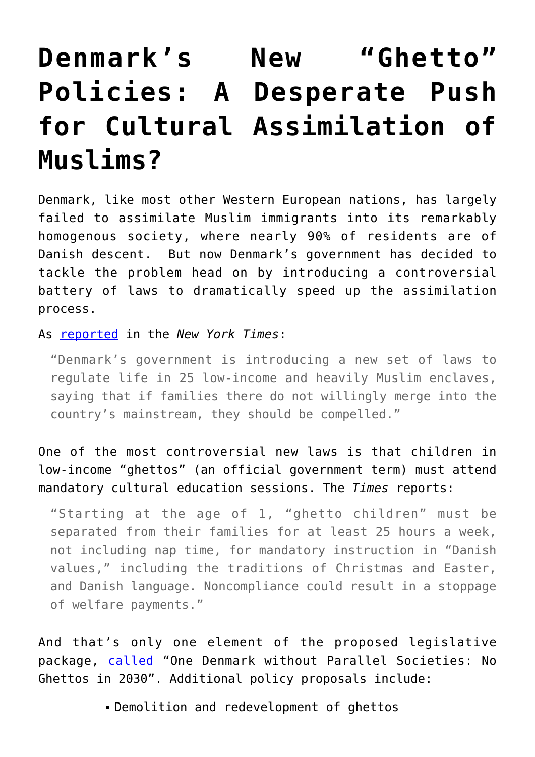# Denmark's New "Ghetto" Policies: A Desperate Push for Cultural Assimilation of Muslims?

Denmark, like most other Western European nations, has largely failed to assimilate Muslim immigrants into its remarkably homogenous society, where nearly 90% of residents are of Danish descent. But now Denmark's government has decided to tackle the problem head on by introducing a controversial battery of laws to dramatically speed up the assimilation process.

As [reported](#) in the *New York Times*:

> "Denmark's government is introducing a new set of laws to regulate life in 25 low-income and heavily Muslim enclaves, saying that if families there do not willingly merge into the country's mainstream, they should be compelled."

One of the most controversial new laws is that children in low-income "ghettos" (an official government term) must attend mandatory cultural education sessions. The *Times* reports:

> "Starting at the age of 1, "ghetto children" must be separated from their families for at least 25 hours a week, not including nap time, for mandatory instruction in "Danish values," including the traditions of Christmas and Easter, and Danish language. Noncompliance could result in a stoppage of welfare payments."

And that's only one element of the proposed legislative package, [called](#) "One Denmark without Parallel Societies: No Ghettos in 2030". Additional policy proposals include:

- Demolition and redevelopment of ghettos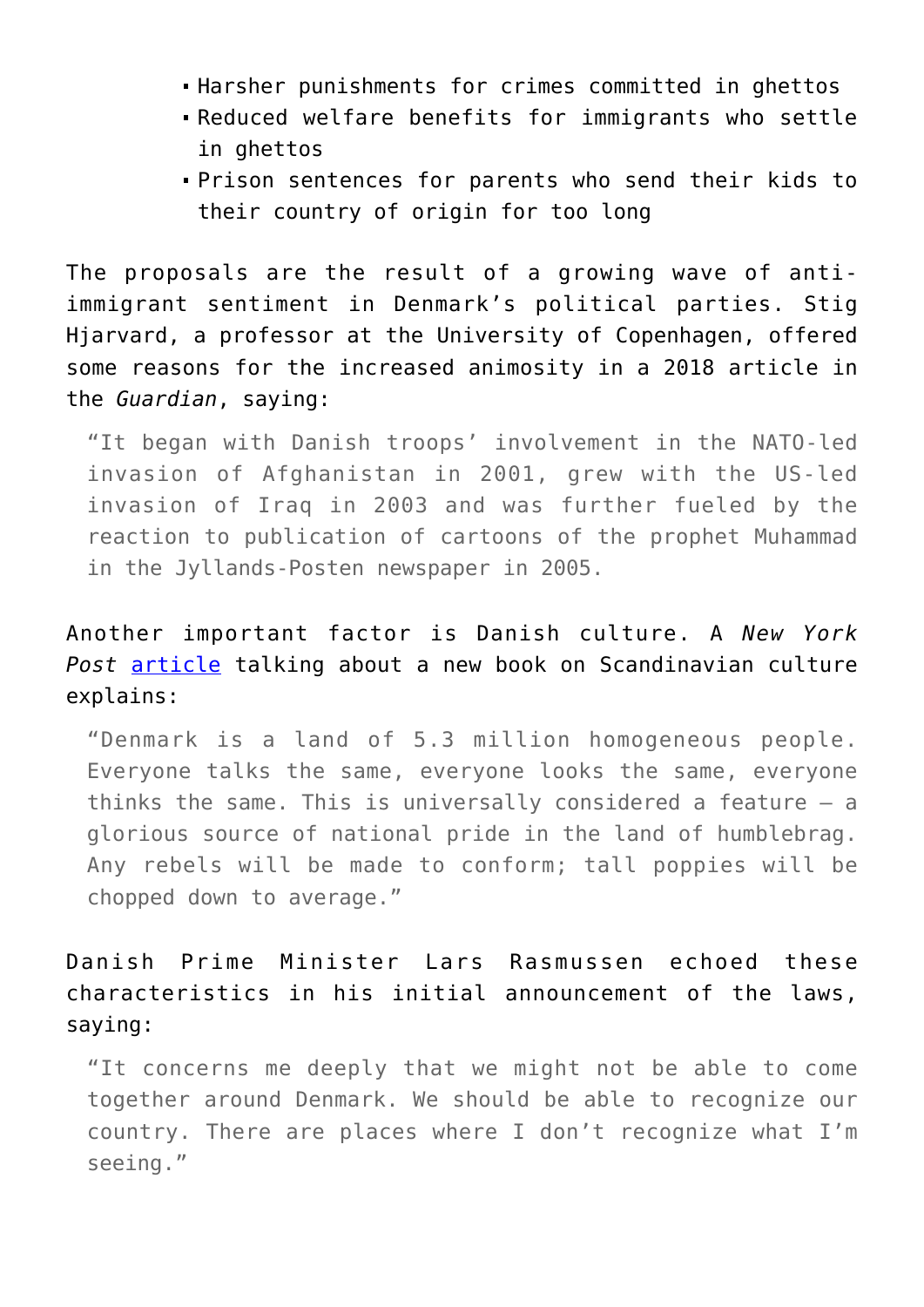- Harsher punishments for crimes committed in ghettos
- Reduced welfare benefits for immigrants who settle in ghettos
- Prison sentences for parents who send their kids to their country of origin for too long

The proposals are the result of a growing wave of anti-immigrant sentiment in Denmark's political parties. Stig Hjarvard, a professor at the University of Copenhagen, offered some reasons for the increased animosity in a 2018 article in the *Guardian*, saying:

> "It began with Danish troops' involvement in the NATO-led invasion of Afghanistan in 2001, grew with the US-led invasion of Iraq in 2003 and was further fueled by the reaction to publication of cartoons of the prophet Muhammad in the Jyllands-Posten newspaper in 2005.

Another important factor is Danish culture. A *New York Post* article talking about a new book on Scandinavian culture explains:

> "Denmark is a land of 5.3 million homogeneous people. Everyone talks the same, everyone looks the same, everyone thinks the same. This is universally considered a feature — a glorious source of national pride in the land of humblebrag. Any rebels will be made to conform; tall poppies will be chopped down to average."

Danish Prime Minister Lars Rasmussen echoed these characteristics in his initial announcement of the laws, saying:

> "It concerns me deeply that we might not be able to come together around Denmark. We should be able to recognize our country. There are places where I don't recognize what I'm seeing."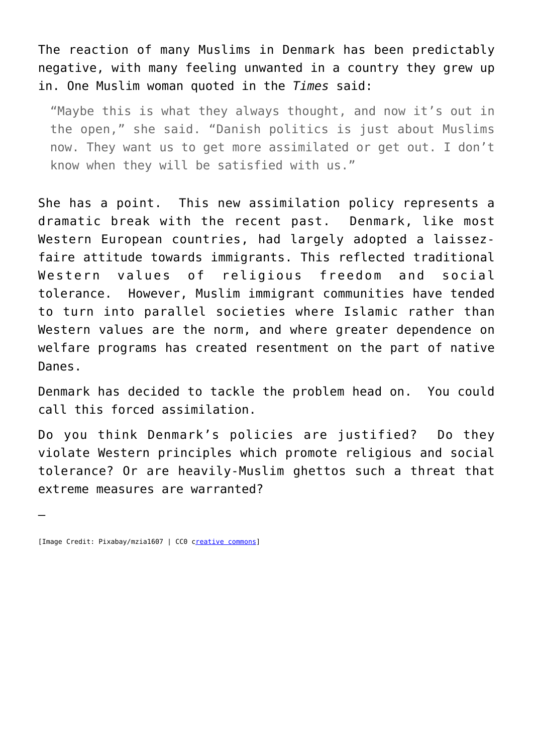The reaction of many Muslims in Denmark has been predictably negative, with many feeling unwanted in a country they grew up in. One Muslim woman quoted in the *Times* said:

> "Maybe this is what they always thought, and now it's out in the open," she said. "Danish politics is just about Muslims now. They want us to get more assimilated or get out. I don't know when they will be satisfied with us."

She has a point. This new assimilation policy represents a dramatic break with the recent past. Denmark, like most Western European countries, had largely adopted a laissez-faire attitude towards immigrants. This reflected traditional Western values of religious freedom and social tolerance. However, Muslim immigrant communities have tended to turn into parallel societies where Islamic rather than Western values are the norm, and where greater dependence on welfare programs has created resentment on the part of native Danes.

Denmark has decided to tackle the problem head on. You could call this forced assimilation.

Do you think Denmark's policies are justified? Do they violate Western principles which promote religious and social tolerance? Or are heavily-Muslim ghettos such a threat that extreme measures are warranted?

—

[Image Credit: Pixabay/mzia1607 | CC0 creative commons]